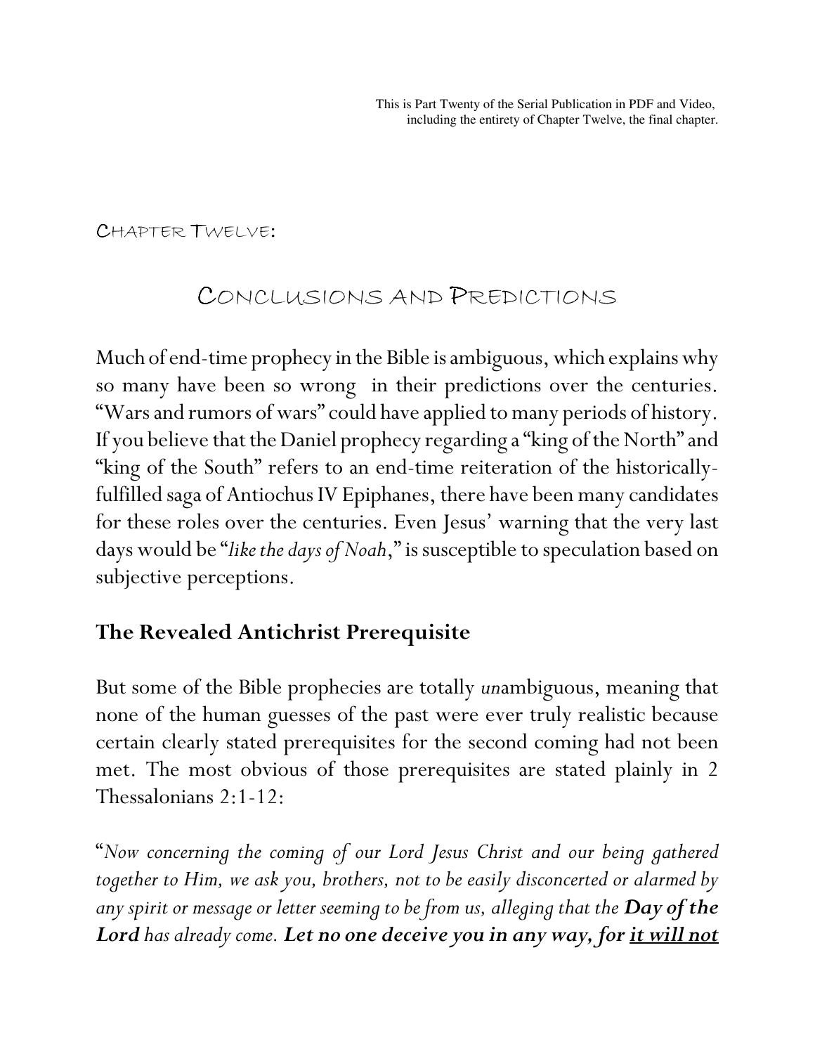This is Part Twenty of the Serial Publication in PDF and Video, including the entirety of Chapter Twelve, the final chapter.

CHAPTER TWELVE:

# CONCLUSIONS AND PREDICTIONS

Much of end-time prophecy in the Bible is ambiguous, which explains why so many have been so wrong in their predictions over the centuries. "Wars and rumors of wars" could have applied to many periods of history. If you believe that the Daniel prophecy regarding a "king of the North" and "king of the South" refers to an end-time reiteration of the historically-fulfilled saga of Antiochus IV Epiphanes, there have been many candidates for these roles over the centuries. Even Jesus' warning that the very last days would be "*like the days of Noah*," is susceptible to speculation based on subjective perceptions.

## The Revealed Antichrist Prerequisite

But some of the Bible prophecies are totally *un*ambiguous, meaning that none of the human guesses of the past were ever truly realistic because certain clearly stated prerequisites for the second coming had not been met. The most obvious of those prerequisites are stated plainly in 2 Thessalonians 2:1-12:

"*Now concerning the coming of our Lord Jesus Christ and our being gathered together to Him, we ask you, brothers, not to be easily disconcerted or alarmed by any spirit or message or letter seeming to be from us, alleging that the* ***Day of the Lord*** *has already come.* ***Let no one deceive you in any way, for <u>it will not</u>***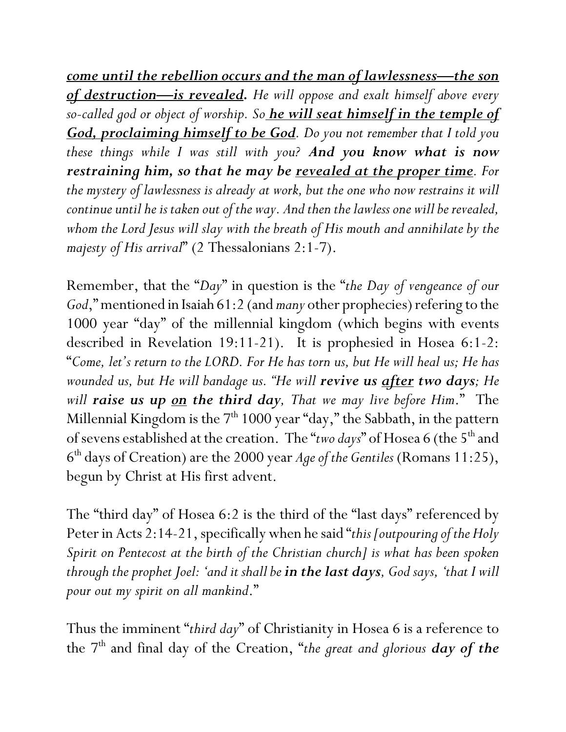***<u>come until the rebellion occurs and the man of lawlessness—the son of destruction—is revealed</u>.*** *He will oppose and exalt himself above every so-called god or object of worship. So* ***<u>he will seat himself in the temple of God, proclaiming himself to be God</u>****. Do you not remember that I told you these things while I was still with you?* ***And you know what is now restraining him, so that he may be <u>revealed at the proper time</u>****. For the mystery of lawlessness is already at work, but the one who now restrains it will continue until he is taken out of the way. And then the lawless one will be revealed, whom the Lord Jesus will slay with the breath of His mouth and annihilate by the majesty of His arrival*" (2 Thessalonians 2:1-7).

Remember, that the "*Day*" in question is the "*the Day of vengeance of our God*," mentioned in Isaiah 61:2 (and *many* other prophecies) refering to the 1000 year "day" of the millennial kingdom (which begins with events described in Revelation 19:11-21). It is prophesied in Hosea 6:1-2: "*Come, let's return to the LORD. For He has torn us, but He will heal us; He has wounded us, but He will bandage us. "He will* ***revive us <u>after</u> two days****; He will* ***raise us up <u>on</u> the third day****, That we may live before Him*." The Millennial Kingdom is the 7th 1000 year "day," the Sabbath, in the pattern of sevens established at the creation. The "*two days*" of Hosea 6 (the 5th and 6th days of Creation) are the 2000 year *Age of the Gentiles* (Romans 11:25), begun by Christ at His first advent.

The "third day" of Hosea 6:2 is the third of the "last days" referenced by Peter in Acts 2:14-21, specifically when he said "*this [outpouring of the Holy Spirit on Pentecost at the birth of the Christian church] is what has been spoken through the prophet Joel: 'and it shall be* ***in the last days****, God says, 'that I will pour out my spirit on all mankind*."

Thus the imminent "*third day*" of Christianity in Hosea 6 is a reference to the 7th and final day of the Creation, "*the great and glorious* ***day of the***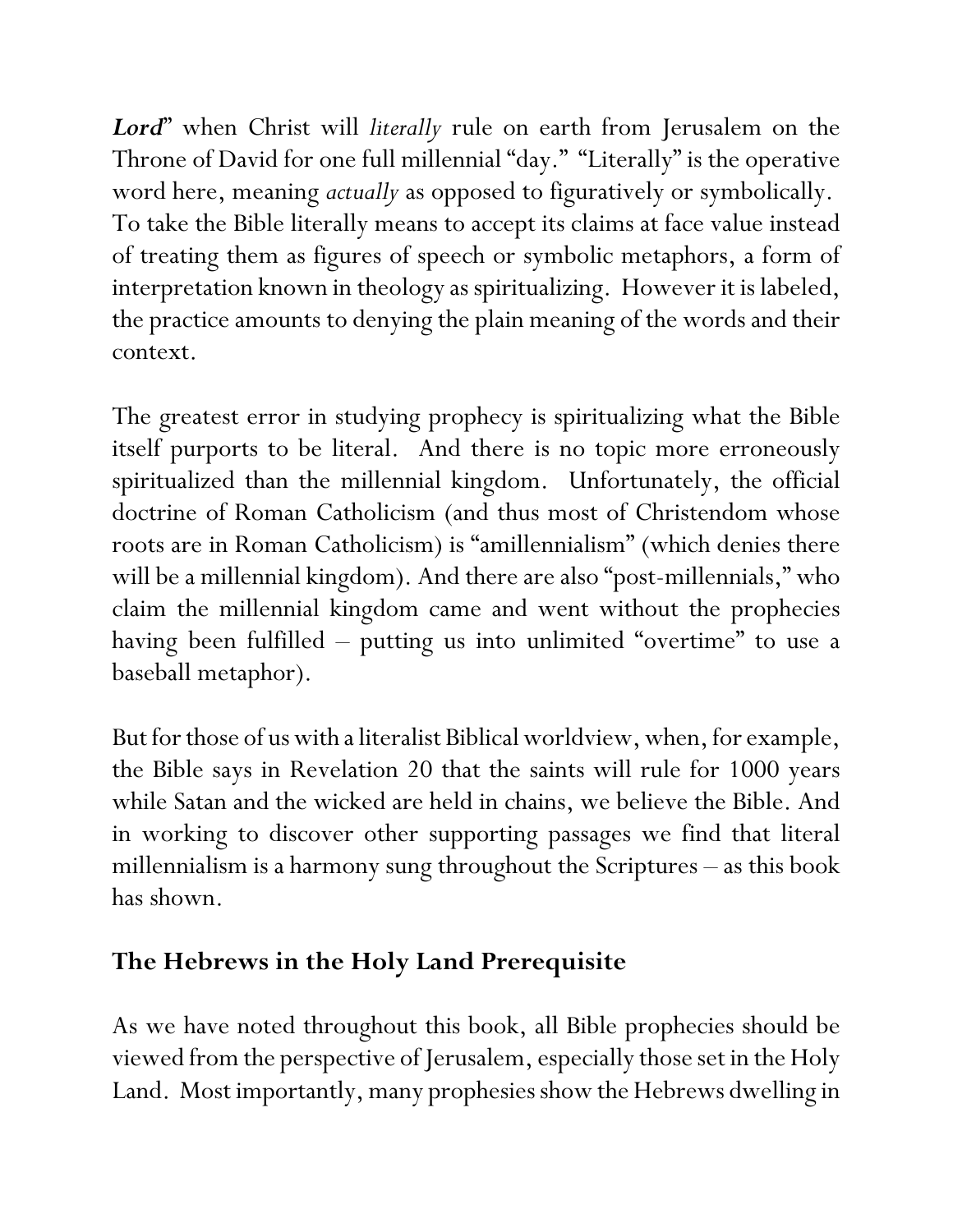***Lord***" when Christ will *literally* rule on earth from Jerusalem on the Throne of David for one full millennial "day." "Literally" is the operative word here, meaning *actually* as opposed to figuratively or symbolically. To take the Bible literally means to accept its claims at face value instead of treating them as figures of speech or symbolic metaphors, a form of interpretation known in theology as spiritualizing. However it is labeled, the practice amounts to denying the plain meaning of the words and their context.

The greatest error in studying prophecy is spiritualizing what the Bible itself purports to be literal. And there is no topic more erroneously spiritualized than the millennial kingdom. Unfortunately, the official doctrine of Roman Catholicism (and thus most of Christendom whose roots are in Roman Catholicism) is "amillennialism" (which denies there will be a millennial kingdom). And there are also "post-millennials," who claim the millennial kingdom came and went without the prophecies having been fulfilled – putting us into unlimited "overtime" to use a baseball metaphor).

But for those of us with a literalist Biblical worldview, when, for example, the Bible says in Revelation 20 that the saints will rule for 1000 years while Satan and the wicked are held in chains, we believe the Bible. And in working to discover other supporting passages we find that literal millennialism is a harmony sung throughout the Scriptures – as this book has shown.

## The Hebrews in the Holy Land Prerequisite

As we have noted throughout this book, all Bible prophecies should be viewed from the perspective of Jerusalem, especially those set in the Holy Land. Most importantly, many prophesies show the Hebrews dwelling in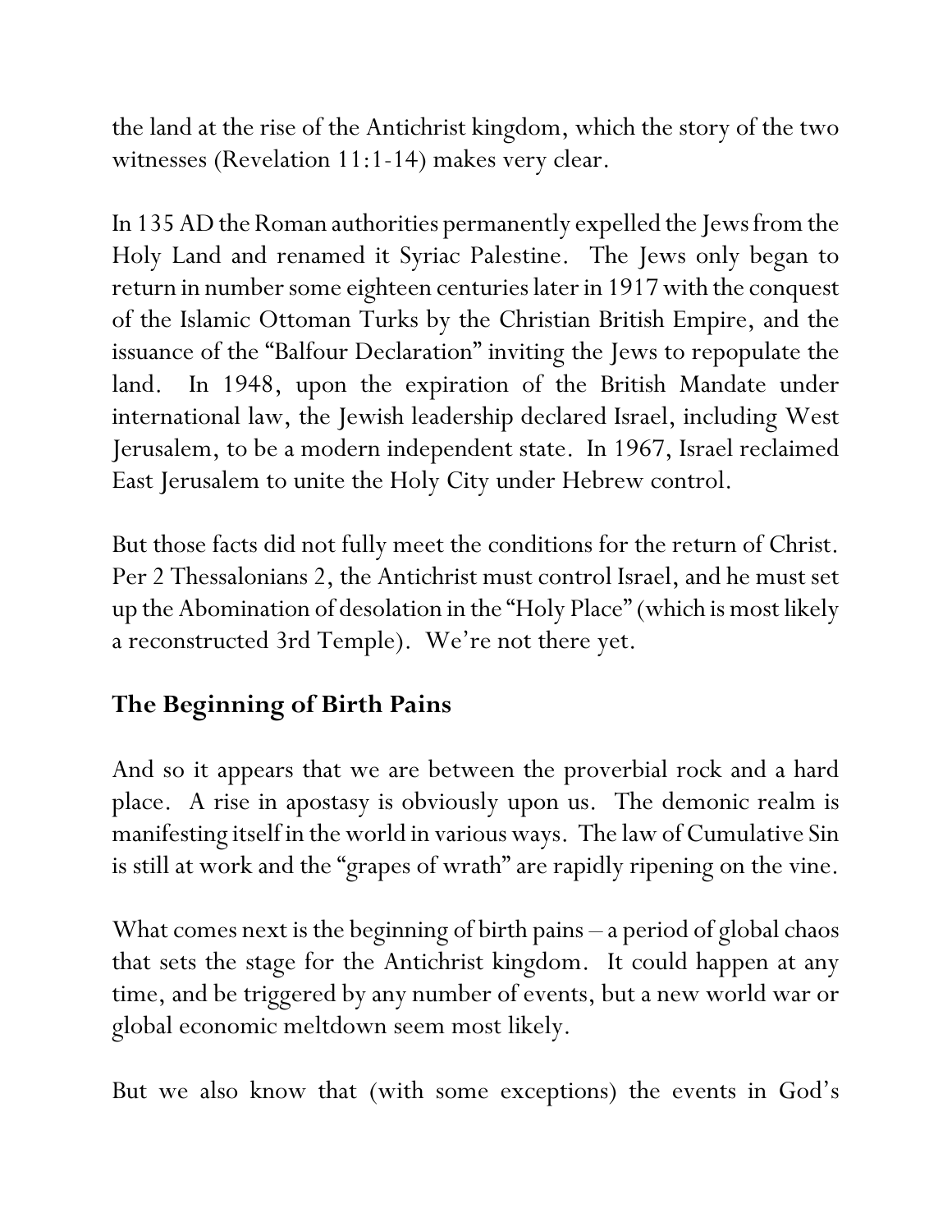the land at the rise of the Antichrist kingdom, which the story of the two witnesses (Revelation 11:1-14) makes very clear.

In 135 AD the Roman authorities permanently expelled the Jews from the Holy Land and renamed it Syriac Palestine. The Jews only began to return in number some eighteen centuries later in 1917 with the conquest of the Islamic Ottoman Turks by the Christian British Empire, and the issuance of the "Balfour Declaration" inviting the Jews to repopulate the land. In 1948, upon the expiration of the British Mandate under international law, the Jewish leadership declared Israel, including West Jerusalem, to be a modern independent state. In 1967, Israel reclaimed East Jerusalem to unite the Holy City under Hebrew control.

But those facts did not fully meet the conditions for the return of Christ. Per 2 Thessalonians 2, the Antichrist must control Israel, and he must set up the Abomination of desolation in the "Holy Place" (which is most likely a reconstructed 3rd Temple). We're not there yet.

## The Beginning of Birth Pains

And so it appears that we are between the proverbial rock and a hard place. A rise in apostasy is obviously upon us. The demonic realm is manifesting itself in the world in various ways. The law of Cumulative Sin is still at work and the "grapes of wrath" are rapidly ripening on the vine.

What comes next is the beginning of birth pains – a period of global chaos that sets the stage for the Antichrist kingdom. It could happen at any time, and be triggered by any number of events, but a new world war or global economic meltdown seem most likely.

But we also know that (with some exceptions) the events in God's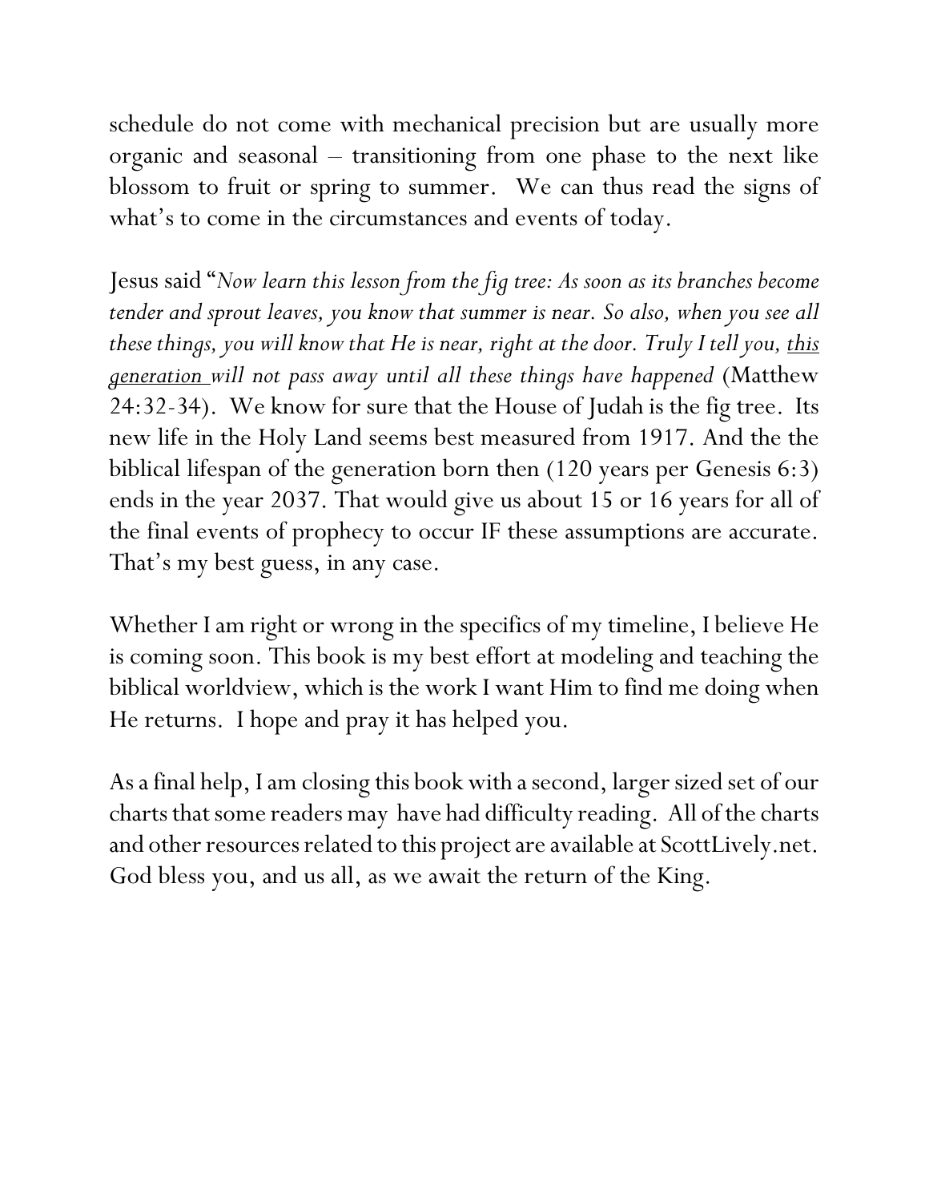schedule do not come with mechanical precision but are usually more organic and seasonal – transitioning from one phase to the next like blossom to fruit or spring to summer. We can thus read the signs of what's to come in the circumstances and events of today.

Jesus said "*Now learn this lesson from the fig tree: As soon as its branches become tender and sprout leaves, you know that summer is near. So also, when you see all these things, you will know that He is near, right at the door. Truly I tell you, <u>this generation</u> will not pass away until all these things have happened* (Matthew 24:32-34). We know for sure that the House of Judah is the fig tree. Its new life in the Holy Land seems best measured from 1917. And the the biblical lifespan of the generation born then (120 years per Genesis 6:3) ends in the year 2037. That would give us about 15 or 16 years for all of the final events of prophecy to occur IF these assumptions are accurate. That's my best guess, in any case.

Whether I am right or wrong in the specifics of my timeline, I believe He is coming soon. This book is my best effort at modeling and teaching the biblical worldview, which is the work I want Him to find me doing when He returns. I hope and pray it has helped you.

As a final help, I am closing this book with a second, larger sized set of our charts that some readers may have had difficulty reading. All of the charts and other resources related to this project are available at ScottLively.net. God bless you, and us all, as we await the return of the King.